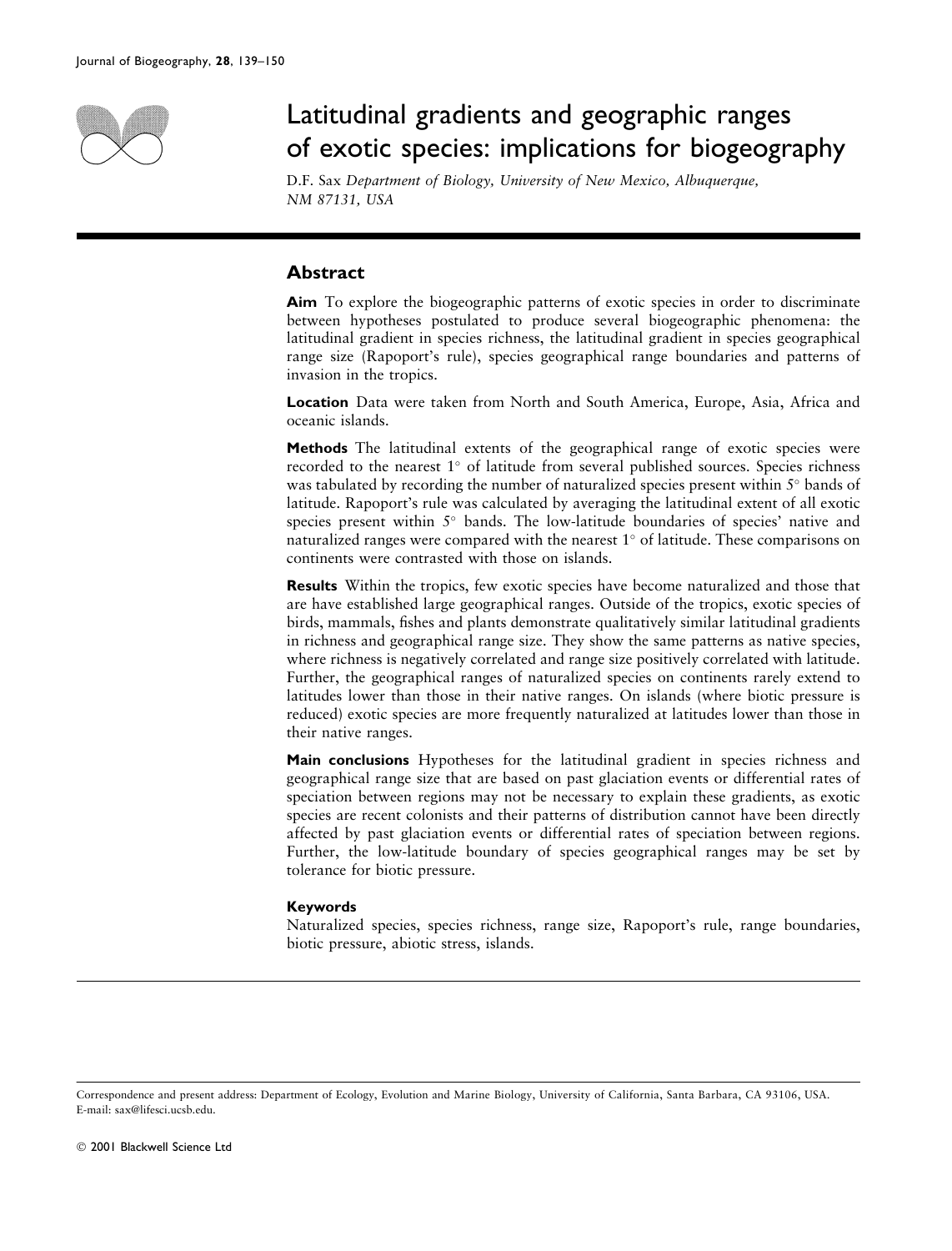# Latitudinal gradients and geographic ranges of exotic species: implications for biogeography

D.F. Sax *Department of Biology, University of New Mexico, Albuquerque, NM 87131, USA*

## Abstract

**Aim** To explore the biogeographic patterns of exotic species in order to discriminate between hypotheses postulated to produce several biogeographic phenomena: the latitudinal gradient in species richness, the latitudinal gradient in species geographical range size (Rapoport's rule), species geographical range boundaries and patterns of invasion in the tropics.

**Location** Data were taken from North and South America, Europe, Asia, Africa and oceanic islands.

**Methods** The latitudinal extents of the geographical range of exotic species were recorded to the nearest 1° of latitude from several published sources. Species richness was tabulated by recording the number of naturalized species present within 5° bands of latitude. Rapoport's rule was calculated by averaging the latitudinal extent of all exotic species present within 5° bands. The low-latitude boundaries of species' native and naturalized ranges were compared with the nearest 1° of latitude. These comparisons on continents were contrasted with those on islands.

**Results** Within the tropics, few exotic species have become naturalized and those that are have established large geographical ranges. Outside of the tropics, exotic species of birds, mammals, fishes and plants demonstrate qualitatively similar latitudinal gradients in richness and geographical range size. They show the same patterns as native species, where richness is negatively correlated and range size positively correlated with latitude. Further, the geographical ranges of naturalized species on continents rarely extend to latitudes lower than those in their native ranges. On islands (where biotic pressure is reduced) exotic species are more frequently naturalized at latitudes lower than those in their native ranges.

**Main conclusions** Hypotheses for the latitudinal gradient in species richness and geographical range size that are based on past glaciation events or differential rates of speciation between regions may not be necessary to explain these gradients, as exotic species are recent colonists and their patterns of distribution cannot have been directly affected by past glaciation events or differential rates of speciation between regions. Further, the low-latitude boundary of species geographical ranges may be set by tolerance for biotic pressure.

**Keywords**

Naturalized species, species richness, range size, Rapoport's rule, range boundaries, biotic pressure, abiotic stress, islands.

Correspondence and present address: Department of Ecology, Evolution and Marine Biology, University of California, Santa Barbara, CA 93106, USA. E-mail: sax@lifesci.ucsb.edu.

© 2001 Blackwell Science Ltd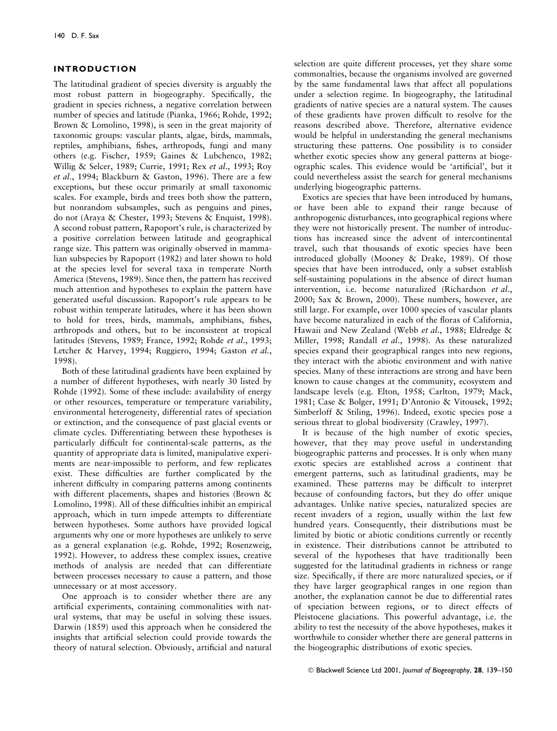## INTRODUCTION

The latitudinal gradient of species diversity is arguably the most robust pattern in biogeography. Specifically, the gradient in species richness, a negative correlation between number of species and latitude (Pianka, 1966; Rohde, 1992; Brown & Lomolino, 1998), is seen in the great majority of taxonomic groups: vascular plants, algae, birds, mammals, reptiles, amphibians, fishes, arthropods, fungi and many others (e.g. Fischer, 1959; Gaines & Lubchenco, 1982; Willig & Selcer, 1989; Currie, 1991; Rex *et al*., 1993; Roy *et al*., 1994; Blackburn & Gaston, 1996). There are a few exceptions, but these occur primarily at small taxonomic scales. For example, birds and trees both show the pattern, but nonrandom subsamples, such as penguins and pines, do not (Araya & Chester, 1993; Stevens & Enquist, 1998). A second robust pattern, Rapoport's rule, is characterized by a positive correlation between latitude and geographical range size. This pattern was originally observed in mammalian subspecies by Rapoport (1982) and later shown to hold at the species level for several taxa in temperate North America (Stevens, 1989). Since then, the pattern has received much attention and hypotheses to explain the pattern have generated useful discussion. Rapoport's rule appears to be robust within temperate latitudes, where it has been shown to hold for trees, birds, mammals, amphibians, fishes, arthropods and others, but to be inconsistent at tropical latitudes (Stevens, 1989; France, 1992; Rohde *et al*., 1993; Letcher & Harvey, 1994; Ruggiero, 1994; Gaston *et al*., 1998).

Both of these latitudinal gradients have been explained by a number of different hypotheses, with nearly 30 listed by Rohde (1992). Some of these include: availability of energy or other resources, temperature or temperature variability, environmental heterogeneity, differential rates of speciation or extinction, and the consequence of past glacial events or climate cycles. Differentiating between these hypotheses is particularly difficult for continental-scale patterns, as the quantity of appropriate data is limited, manipulative experiments are near-impossible to perform, and few replicates exist. These difficulties are further complicated by the inherent difficulty in comparing patterns among continents with different placements, shapes and histories (Brown & Lomolino, 1998). All of these difficulties inhibit an empirical approach, which in turn impede attempts to differentiate between hypotheses. Some authors have provided logical arguments why one or more hypotheses are unlikely to serve as a general explanation (e.g. Rohde, 1992; Rosenzweig, 1992). However, to address these complex issues, creative methods of analysis are needed that can differentiate between processes necessary to cause a pattern, and those unnecessary or at most accessory.

One approach is to consider whether there are any artificial experiments, containing commonalities with natural systems, that may be useful in solving these issues. Darwin (1859) used this approach when he considered the insights that artificial selection could provide towards the theory of natural selection. Obviously, artificial and natural selection are quite different processes, yet they share some commonalties, because the organisms involved are governed by the same fundamental laws that affect all populations under a selection regime. In biogeography, the latitudinal gradients of native species are a natural system. The causes of these gradients have proven difficult to resolve for the reasons described above. Therefore, alternative evidence would be helpful in understanding the general mechanisms structuring these patterns. One possibility is to consider whether exotic species show any general patterns at biogeographic scales. This evidence would be 'artificial', but it could nevertheless assist the search for general mechanisms underlying biogeographic patterns.

Exotics are species that have been introduced by humans, or have been able to expand their range because of anthropogenic disturbances, into geographical regions where they were not historically present. The number of introductions has increased since the advent of intercontinental travel, such that thousands of exotic species have been introduced globally (Mooney & Drake, 1989). Of those species that have been introduced, only a subset establish self-sustaining populations in the absence of direct human intervention, i.e. become naturalized (Richardson *et al*., 2000; Sax & Brown, 2000). These numbers, however, are still large. For example, over 1000 species of vascular plants have become naturalized in each of the floras of California, Hawaii and New Zealand (Webb *et al*., 1988; Eldredge & Miller, 1998; Randall *et al*., 1998). As these naturalized species expand their geographical ranges into new regions, they interact with the abiotic environment and with native species. Many of these interactions are strong and have been known to cause changes at the community, ecosystem and landscape levels (e.g. Elton, 1958; Carlton, 1979; Mack, 1981; Case & Bolger, 1991; D'Antonio & Vitousek, 1992; Simberloff & Stiling, 1996). Indeed, exotic species pose a serious threat to global biodiversity (Crawley, 1997).

It is because of the high number of exotic species, however, that they may prove useful in understanding biogeographic patterns and processes. It is only when many exotic species are established across a continent that emergent patterns, such as latitudinal gradients, may be examined. These patterns may be difficult to interpret because of confounding factors, but they do offer unique advantages. Unlike native species, naturalized species are recent invaders of a region, usually within the last few hundred years. Consequently, their distributions must be limited by biotic or abiotic conditions currently or recently in existence. Their distributions cannot be attributed to several of the hypotheses that have traditionally been suggested for the latitudinal gradients in richness or range size. Specifically, if there are more naturalized species, or if they have larger geographical ranges in one region than another, the explanation cannot be due to differential rates of speciation between regions, or to direct effects of Pleistocene glaciations. This powerful advantage, i.e. the ability to test the necessity of the above hypotheses, makes it worthwhile to consider whether there are general patterns in the biogeographic distributions of exotic species.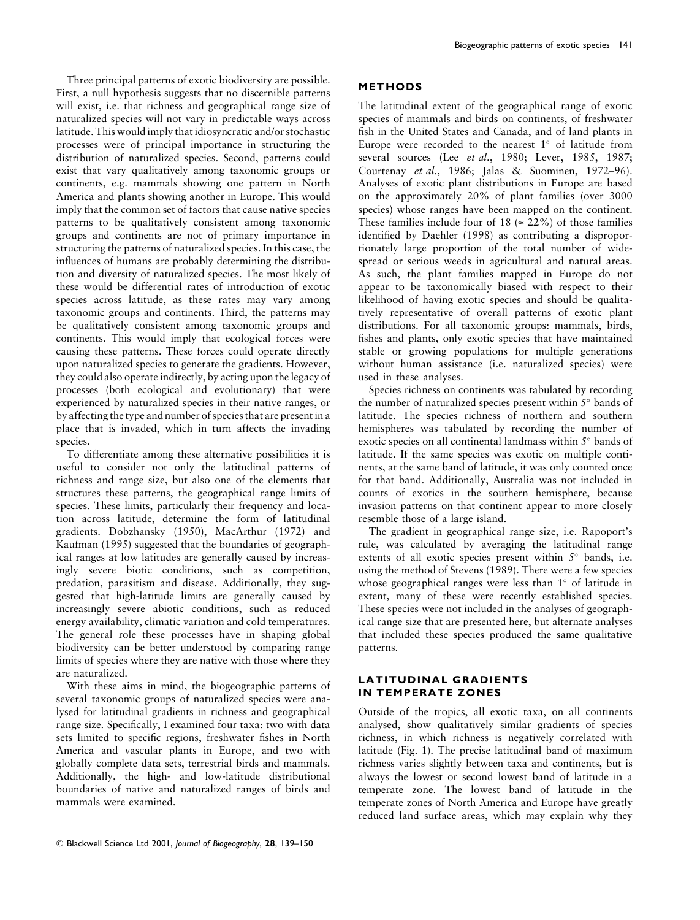Three principal patterns of exotic biodiversity are possible. First, a null hypothesis suggests that no discernible patterns will exist, i.e. that richness and geographical range size of naturalized species will not vary in predictable ways across latitude. This would imply that idiosyncratic and/or stochastic processes were of principal importance in structuring the distribution of naturalized species. Second, patterns could exist that vary qualitatively among taxonomic groups or continents, e.g. mammals showing one pattern in North America and plants showing another in Europe. This would imply that the common set of factors that cause native species patterns to be qualitatively consistent among taxonomic groups and continents are not of primary importance in structuring the patterns of naturalized species. In this case, the influences of humans are probably determining the distribution and diversity of naturalized species. The most likely of these would be differential rates of introduction of exotic species across latitude, as these rates may vary among taxonomic groups and continents. Third, the patterns may be qualitatively consistent among taxonomic groups and continents. This would imply that ecological forces were causing these patterns. These forces could operate directly upon naturalized species to generate the gradients. However, they could also operate indirectly, by acting upon the legacy of processes (both ecological and evolutionary) that were experienced by naturalized species in their native ranges, or by affecting the type and number of species that are present in a place that is invaded, which in turn affects the invading species.

To differentiate among these alternative possibilities it is useful to consider not only the latitudinal patterns of richness and range size, but also one of the elements that structures these patterns, the geographical range limits of species. These limits, particularly their frequency and location across latitude, determine the form of latitudinal gradients. Dobzhansky (1950), MacArthur (1972) and Kaufman (1995) suggested that the boundaries of geographical ranges at low latitudes are generally caused by increasingly severe biotic conditions, such as competition, predation, parasitism and disease. Additionally, they suggested that high-latitude limits are generally caused by increasingly severe abiotic conditions, such as reduced energy availability, climatic variation and cold temperatures. The general role these processes have in shaping global biodiversity can be better understood by comparing range limits of species where they are native with those where they are naturalized.

With these aims in mind, the biogeographic patterns of several taxonomic groups of naturalized species were analysed for latitudinal gradients in richness and geographical range size. Specifically, I examined four taxa: two with data sets limited to specific regions, freshwater fishes in North America and vascular plants in Europe, and two with globally complete data sets, terrestrial birds and mammals. Additionally, the high- and low-latitude distributional boundaries of native and naturalized ranges of birds and mammals were examined.

## METHODS

The latitudinal extent of the geographical range of exotic species of mammals and birds on continents, of freshwater fish in the United States and Canada, and of land plants in Europe were recorded to the nearest 1° of latitude from several sources (Lee *et al*., 1980; Lever, 1985, 1987; Courtenay *et al*., 1986; Jalas & Suominen, 1972–96). Analyses of exotic plant distributions in Europe are based on the approximately 20% of plant families (over 3000 species) whose ranges have been mapped on the continent. These families include four of 18 ($\approx 22\%$) of those families identified by Daehler (1998) as contributing a disproportionately large proportion of the total number of widespread or serious weeds in agricultural and natural areas. As such, the plant families mapped in Europe do not appear to be taxonomically biased with respect to their likelihood of having exotic species and should be qualitatively representative of overall patterns of exotic plant distributions. For all taxonomic groups: mammals, birds, fishes and plants, only exotic species that have maintained stable or growing populations for multiple generations without human assistance (i.e. naturalized species) were used in these analyses.

Species richness on continents was tabulated by recording the number of naturalized species present within 5° bands of latitude. The species richness of northern and southern hemispheres was tabulated by recording the number of exotic species on all continental landmass within 5° bands of latitude. If the same species was exotic on multiple continents, at the same band of latitude, it was only counted once for that band. Additionally, Australia was not included in counts of exotics in the southern hemisphere, because invasion patterns on that continent appear to more closely resemble those of a large island.

The gradient in geographical range size, i.e. Rapoport's rule, was calculated by averaging the latitudinal range extents of all exotic species present within 5° bands, i.e. using the method of Stevens (1989). There were a few species whose geographical ranges were less than 1° of latitude in extent, many of these were recently established species. These species were not included in the analyses of geographical range size that are presented here, but alternate analyses that included these species produced the same qualitative patterns.

## LATITUDINAL GRADIENTS IN TEMPERATE ZONES

Outside of the tropics, all exotic taxa, on all continents analysed, show qualitatively similar gradients of species richness, in which richness is negatively correlated with latitude (Fig. 1). The precise latitudinal band of maximum richness varies slightly between taxa and continents, but is always the lowest or second lowest band of latitude in a temperate zone. The lowest band of latitude in the temperate zones of North America and Europe have greatly reduced land surface areas, which may explain why they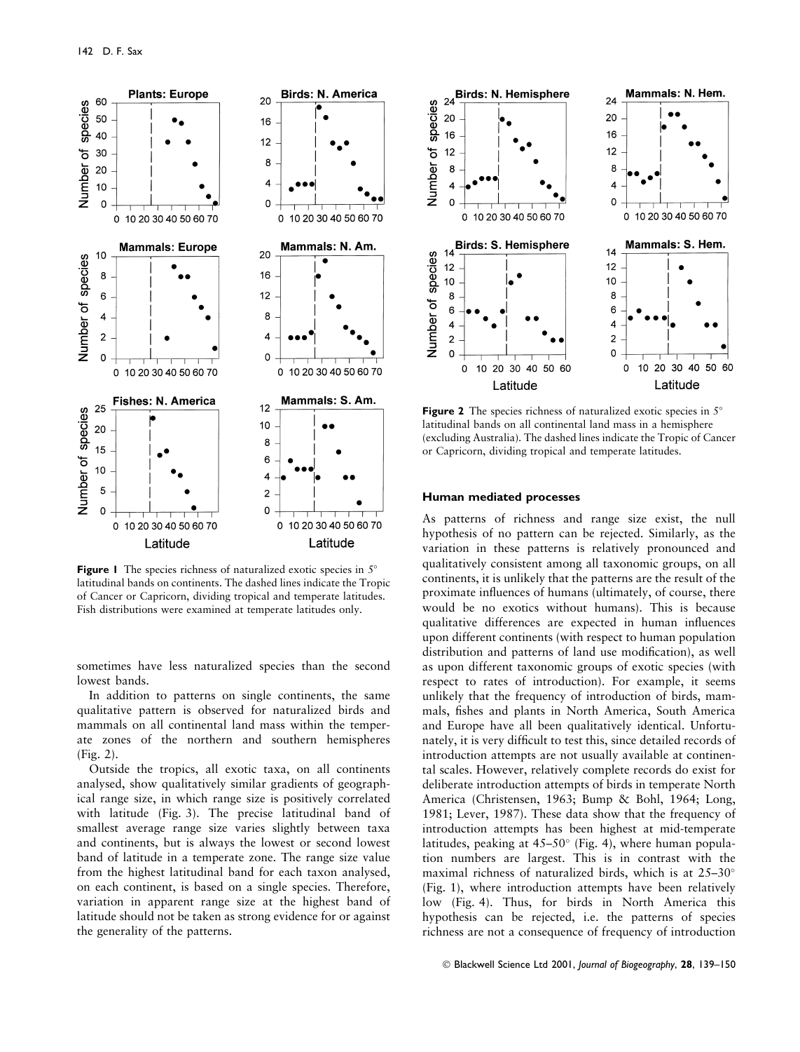**Figure 1** The species richness of naturalized exotic species in 5° latitudinal bands on continents. The dashed lines indicate the Tropic of Cancer or Capricorn, dividing tropical and temperate latitudes. Fish distributions were examined at temperate latitudes only.

**Figure 2** The species richness of naturalized exotic species in 5° latitudinal bands on all continental land mass in a hemisphere (excluding Australia). The dashed lines indicate the Tropic of Cancer or Capricorn, dividing tropical and temperate latitudes.

sometimes have less naturalized species than the second lowest bands.

In addition to patterns on single continents, the same qualitative pattern is observed for naturalized birds and mammals on all continental land mass within the temperate zones of the northern and southern hemispheres (Fig. 2).

Outside the tropics, all exotic taxa, on all continents analysed, show qualitatively similar gradients of geographical range size, in which range size is positively correlated with latitude (Fig. 3). The precise latitudinal band of smallest average range size varies slightly between taxa and continents, but is always the lowest or second lowest band of latitude in a temperate zone. The range size value from the highest latitudinal band for each taxon analysed, on each continent, is based on a single species. Therefore, variation in apparent range size at the highest band of latitude should not be taken as strong evidence for or against the generality of the patterns.

### Human mediated processes

As patterns of richness and range size exist, the null hypothesis of no pattern can be rejected. Similarly, as the variation in these patterns is relatively pronounced and qualitatively consistent among all taxonomic groups, on all continents, it is unlikely that the patterns are the result of the proximate influences of humans (ultimately, of course, there would be no exotics without humans). This is because qualitative differences are expected in human influences upon different continents (with respect to human population distribution and patterns of land use modification), as well as upon different taxonomic groups of exotic species (with respect to rates of introduction). For example, it seems unlikely that the frequency of introduction of birds, mammals, fishes and plants in North America, South America and Europe have all been qualitatively identical. Unfortunately, it is very difficult to test this, since detailed records of introduction attempts are not usually available at continental scales. However, relatively complete records do exist for deliberate introduction attempts of birds in temperate North America (Christensen, 1963; Bump & Bohl, 1964; Long, 1981; Lever, 1987). These data show that the frequency of introduction attempts has been highest at mid-temperate latitudes, peaking at 45–50° (Fig. 4), where human population numbers are largest. This is in contrast with the maximal richness of naturalized birds, which is at 25–30° (Fig. 1), where introduction attempts have been relatively low (Fig. 4). Thus, for birds in North America this hypothesis can be rejected, i.e. the patterns of species richness are not a consequence of frequency of introduction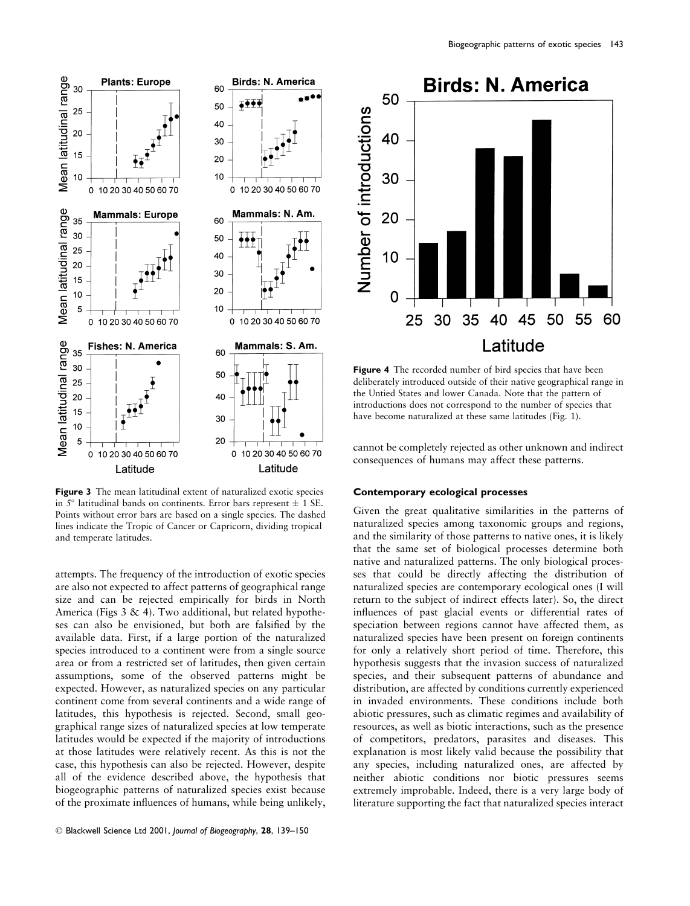**Figure 3** The mean latitudinal extent of naturalized exotic species in 5° latitudinal bands on continents. Error bars represent ± 1 SE. Points without error bars are based on a single species. The dashed lines indicate the Tropic of Cancer or Capricorn, dividing tropical and temperate latitudes.

**Figure 4** The recorded number of bird species that have been deliberately introduced outside of their native geographical range in the Untied States and lower Canada. Note that the pattern of introductions does not correspond to the number of species that have become naturalized at these same latitudes (Fig. 1).

attempts. The frequency of the introduction of exotic species are also not expected to affect patterns of geographical range size and can be rejected empirically for birds in North America (Figs 3 & 4). Two additional, but related hypotheses can also be envisioned, but both are falsified by the available data. First, if a large portion of the naturalized species introduced to a continent were from a single source area or from a restricted set of latitudes, then given certain assumptions, some of the observed patterns might be expected. However, as naturalized species on any particular continent come from several continents and a wide range of latitudes, this hypothesis is rejected. Second, small geographical range sizes of naturalized species at low temperate latitudes would be expected if the majority of introductions at those latitudes were relatively recent. As this is not the case, this hypothesis can also be rejected. However, despite all of the evidence described above, the hypothesis that biogeographic patterns of naturalized species exist because of the proximate influences of humans, while being unlikely, cannot be completely rejected as other unknown and indirect consequences of humans may affect these patterns.

### Contemporary ecological processes

Given the great qualitative similarities in the patterns of naturalized species among taxonomic groups and regions, and the similarity of those patterns to native ones, it is likely that the same set of biological processes determine both native and naturalized patterns. The only biological processes that could be directly affecting the distribution of naturalized species are contemporary ecological ones (I will return to the subject of indirect effects later). So, the direct influences of past glacial events or differential rates of speciation between regions cannot have affected them, as naturalized species have been present on foreign continents for only a relatively short period of time. Therefore, this hypothesis suggests that the invasion success of naturalized species, and their subsequent patterns of abundance and distribution, are affected by conditions currently experienced in invaded environments. These conditions include both abiotic pressures, such as climatic regimes and availability of resources, as well as biotic interactions, such as the presence of competitors, predators, parasites and diseases. This explanation is most likely valid because the possibility that any species, including naturalized ones, are affected by neither abiotic conditions nor biotic pressures seems extremely improbable. Indeed, there is a very large body of literature supporting the fact that naturalized species interact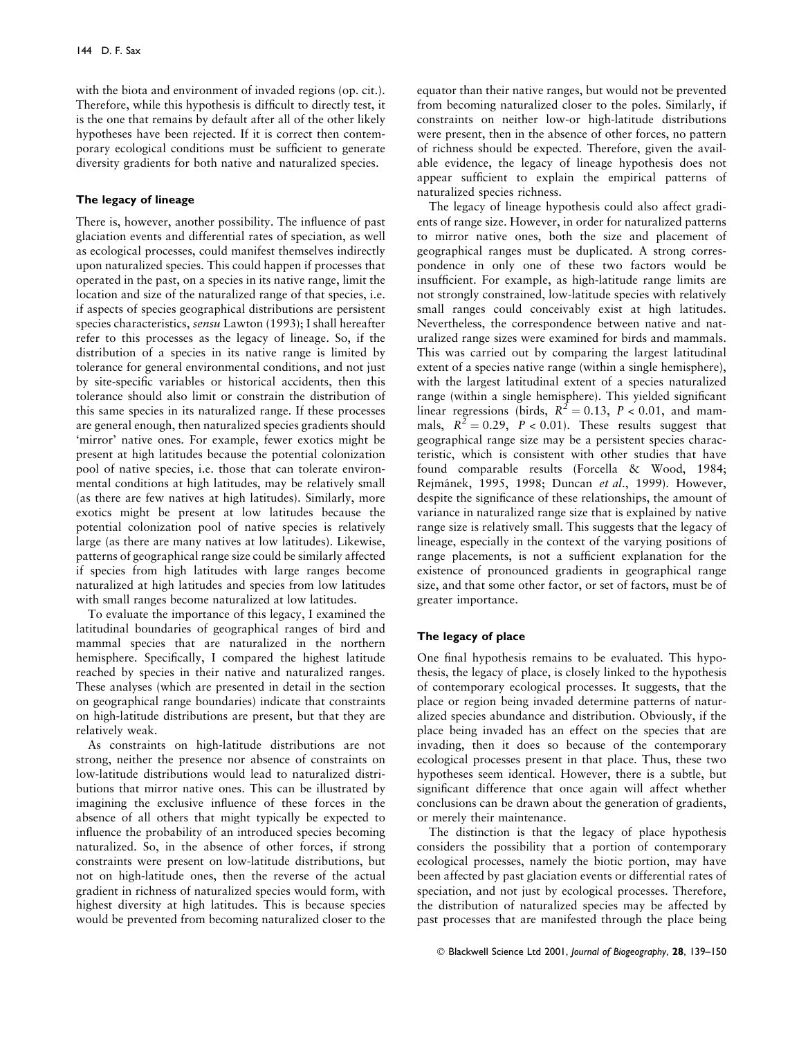with the biota and environment of invaded regions (op. cit.). Therefore, while this hypothesis is difficult to directly test, it is the one that remains by default after all of the other likely hypotheses have been rejected. If it is correct then contemporary ecological conditions must be sufficient to generate diversity gradients for both native and naturalized species.

### The legacy of lineage

There is, however, another possibility. The influence of past glaciation events and differential rates of speciation, as well as ecological processes, could manifest themselves indirectly upon naturalized species. This could happen if processes that operated in the past, on a species in its native range, limit the location and size of the naturalized range of that species, i.e. if aspects of species geographical distributions are persistent species characteristics, *sensu* Lawton (1993); I shall hereafter refer to this processes as the legacy of lineage. So, if the distribution of a species in its native range is limited by tolerance for general environmental conditions, and not just by site-specific variables or historical accidents, then this tolerance should also limit or constrain the distribution of this same species in its naturalized range. If these processes are general enough, then naturalized species gradients should 'mirror' native ones. For example, fewer exotics might be present at high latitudes because the potential colonization pool of native species, i.e. those that can tolerate environmental conditions at high latitudes, may be relatively small (as there are few natives at high latitudes). Similarly, more exotics might be present at low latitudes because the potential colonization pool of native species is relatively large (as there are many natives at low latitudes). Likewise, patterns of geographical range size could be similarly affected if species from high latitudes with large ranges become naturalized at high latitudes and species from low latitudes with small ranges become naturalized at low latitudes.

To evaluate the importance of this legacy, I examined the latitudinal boundaries of geographical ranges of bird and mammal species that are naturalized in the northern hemisphere. Specifically, I compared the highest latitude reached by species in their native and naturalized ranges. These analyses (which are presented in detail in the section on geographical range boundaries) indicate that constraints on high-latitude distributions are present, but that they are relatively weak.

As constraints on high-latitude distributions are not strong, neither the presence nor absence of constraints on low-latitude distributions would lead to naturalized distributions that mirror native ones. This can be illustrated by imagining the exclusive influence of these forces in the absence of all others that might typically be expected to influence the probability of an introduced species becoming naturalized. So, in the absence of other forces, if strong constraints were present on low-latitude distributions, but not on high-latitude ones, then the reverse of the actual gradient in richness of naturalized species would form, with highest diversity at high latitudes. This is because species would be prevented from becoming naturalized closer to the equator than their native ranges, but would not be prevented from becoming naturalized closer to the poles. Similarly, if constraints on neither low-or high-latitude distributions were present, then in the absence of other forces, no pattern of richness should be expected. Therefore, given the available evidence, the legacy of lineage hypothesis does not appear sufficient to explain the empirical patterns of naturalized species richness.

The legacy of lineage hypothesis could also affect gradients of range size. However, in order for naturalized patterns to mirror native ones, both the size and placement of geographical ranges must be duplicated. A strong correspondence in only one of these two factors would be insufficient. For example, as high-latitude range limits are not strongly constrained, low-latitude species with relatively small ranges could conceivably exist at high latitudes. Nevertheless, the correspondence between native and naturalized range sizes were examined for birds and mammals. This was carried out by comparing the largest latitudinal extent of a species native range (within a single hemisphere), with the largest latitudinal extent of a species naturalized range (within a single hemisphere). This yielded significant linear regressions (birds, $R^2 = 0.13$, $P < 0.01$, and mammals, $R^2 = 0.29$, $P < 0.01$). These results suggest that geographical range size may be a persistent species characteristic, which is consistent with other studies that have found comparable results (Forcella & Wood, 1984; Rejmánek, 1995, 1998; Duncan *et al*., 1999). However, despite the significance of these relationships, the amount of variance in naturalized range size that is explained by native range size is relatively small. This suggests that the legacy of lineage, especially in the context of the varying positions of range placements, is not a sufficient explanation for the existence of pronounced gradients in geographical range size, and that some other factor, or set of factors, must be of greater importance.

### The legacy of place

One final hypothesis remains to be evaluated. This hypothesis, the legacy of place, is closely linked to the hypothesis of contemporary ecological processes. It suggests, that the place or region being invaded determine patterns of naturalized species abundance and distribution. Obviously, if the place being invaded has an effect on the species that are invading, then it does so because of the contemporary ecological processes present in that place. Thus, these two hypotheses seem identical. However, there is a subtle, but significant difference that once again will affect whether conclusions can be drawn about the generation of gradients, or merely their maintenance.

The distinction is that the legacy of place hypothesis considers the possibility that a portion of contemporary ecological processes, namely the biotic portion, may have been affected by past glaciation events or differential rates of speciation, and not just by ecological processes. Therefore, the distribution of naturalized species may be affected by past processes that are manifested through the place being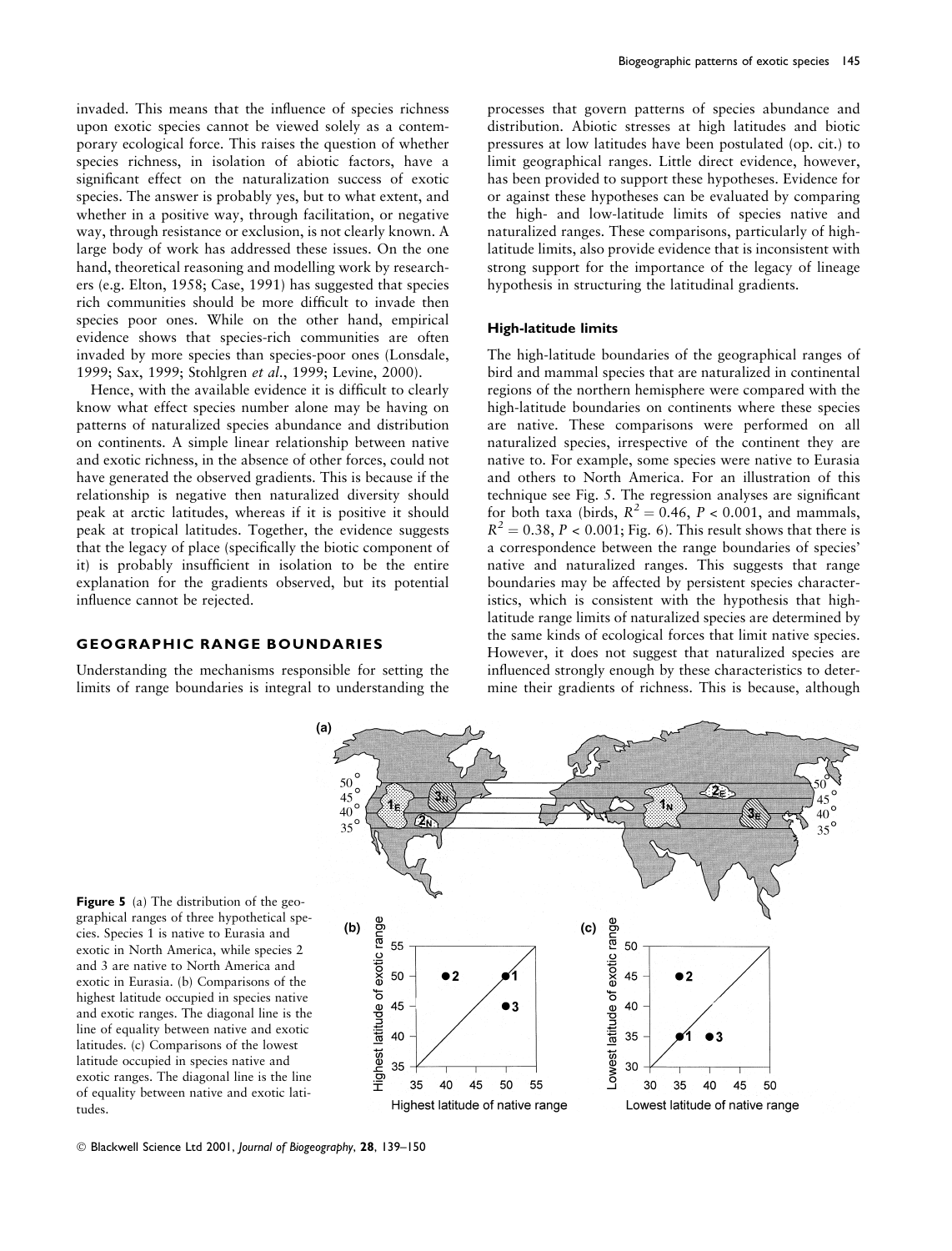invaded. This means that the influence of species richness upon exotic species cannot be viewed solely as a contemporary ecological force. This raises the question of whether species richness, in isolation of abiotic factors, have a significant effect on the naturalization success of exotic species. The answer is probably yes, but to what extent, and whether in a positive way, through facilitation, or negative way, through resistance or exclusion, is not clearly known. A large body of work has addressed these issues. On the one hand, theoretical reasoning and modelling work by researchers (e.g. Elton, 1958; Case, 1991) has suggested that species rich communities should be more difficult to invade then species poor ones. While on the other hand, empirical evidence shows that species-rich communities are often invaded by more species than species-poor ones (Lonsdale, 1999; Sax, 1999; Stohlgren *et al*., 1999; Levine, 2000).

Hence, with the available evidence it is difficult to clearly know what effect species number alone may be having on patterns of naturalized species abundance and distribution on continents. A simple linear relationship between native and exotic richness, in the absence of other forces, could not have generated the observed gradients. This is because if the relationship is negative then naturalized diversity should peak at arctic latitudes, whereas if it is positive it should peak at tropical latitudes. Together, the evidence suggests that the legacy of place (specifically the biotic component of it) is probably insufficient in isolation to be the entire explanation for the gradients observed, but its potential influence cannot be rejected.

## GEOGRAPHIC RANGE BOUNDARIES

Understanding the mechanisms responsible for setting the limits of range boundaries is integral to understanding the processes that govern patterns of species abundance and distribution. Abiotic stresses at high latitudes and biotic pressures at low latitudes have been postulated (op. cit.) to limit geographical ranges. Little direct evidence, however, has been provided to support these hypotheses. Evidence for or against these hypotheses can be evaluated by comparing the high- and low-latitude limits of species native and naturalized ranges. These comparisons, particularly of high-latitude limits, also provide evidence that is inconsistent with strong support for the importance of the legacy of lineage hypothesis in structuring the latitudinal gradients.

### High-latitude limits

The high-latitude boundaries of the geographical ranges of bird and mammal species that are naturalized in continental regions of the northern hemisphere were compared with the high-latitude boundaries on continents where these species are native. These comparisons were performed on all naturalized species, irrespective of the continent they are native to. For example, some species were native to Eurasia and others to North America. For an illustration of this technique see Fig. 5. The regression analyses are significant for both taxa (birds, $R^2 = 0.46$, $P < 0.001$, and mammals, $R^2 = 0.38$, $P < 0.001$; Fig. 6). This result shows that there is a correspondence between the range boundaries of species' native and naturalized ranges. This suggests that range boundaries may be affected by persistent species characteristics, which is consistent with the hypothesis that high-latitude range limits of naturalized species are determined by the same kinds of ecological forces that limit native species. However, it does not suggest that naturalized species are influenced strongly enough by these characteristics to determine their gradients of richness. This is because, although

**Figure 5** (a) The distribution of the geographical ranges of three hypothetical species. Species 1 is native to Eurasia and exotic in North America, while species 2 and 3 are native to North America and exotic in Eurasia. (b) Comparisons of the highest latitude occupied in species native and exotic ranges. The diagonal line is the line of equality between native and exotic latitudes. (c) Comparisons of the lowest latitude occupied in species native and exotic ranges. The diagonal line is the line of equality between native and exotic latitudes.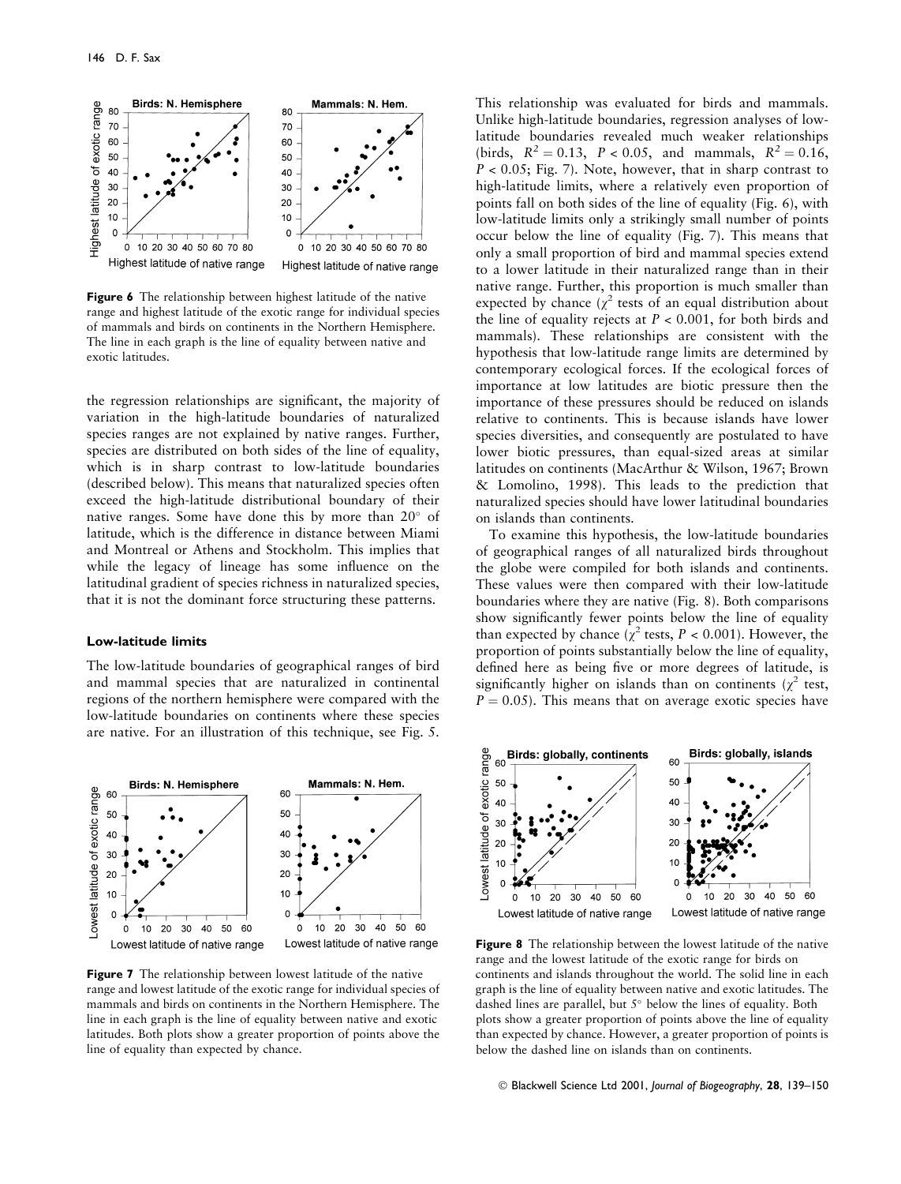**Figure 6** The relationship between highest latitude of the native range and highest latitude of the exotic range for individual species of mammals and birds on continents in the Northern Hemisphere. The line in each graph is the line of equality between native and exotic latitudes.

the regression relationships are significant, the majority of variation in the high-latitude boundaries of naturalized species ranges are not explained by native ranges. Further, species are distributed on both sides of the line of equality, which is in sharp contrast to low-latitude boundaries (described below). This means that naturalized species often exceed the high-latitude distributional boundary of their native ranges. Some have done this by more than 20° of latitude, which is the difference in distance between Miami and Montreal or Athens and Stockholm. This implies that while the legacy of lineage has some influence on the latitudinal gradient of species richness in naturalized species, that it is not the dominant force structuring these patterns.

### Low-latitude limits

The low-latitude boundaries of geographical ranges of bird and mammal species that are naturalized in continental regions of the northern hemisphere were compared with the low-latitude boundaries on continents where these species are native. For an illustration of this technique, see Fig. 5. This relationship was evaluated for birds and mammals. Unlike high-latitude boundaries, regression analyses of low-latitude boundaries revealed much weaker relationships (birds, $R^2 = 0.13$, $P < 0.05$, and mammals, $R^2 = 0.16$, $P < 0.05$; Fig. 7). Note, however, that in sharp contrast to high-latitude limits, where a relatively even proportion of points fall on both sides of the line of equality (Fig. 6), with low-latitude limits only a strikingly small number of points occur below the line of equality (Fig. 7). This means that only a small proportion of bird and mammal species extend to a lower latitude in their naturalized range than in their native range. Further, this proportion is much smaller than expected by chance ($\chi^2$ tests of an equal distribution about the line of equality rejects at $P < 0.001$, for both birds and mammals). These relationships are consistent with the hypothesis that low-latitude range limits are determined by contemporary ecological forces. If the ecological forces of importance at low latitudes are biotic pressure then the importance of these pressures should be reduced on islands relative to continents. This is because islands have lower species diversities, and consequently are postulated to have lower biotic pressures, than equal-sized areas at similar latitudes on continents (MacArthur & Wilson, 1967; Brown & Lomolino, 1998). This leads to the prediction that naturalized species should have lower latitudinal boundaries on islands than continents.

To examine this hypothesis, the low-latitude boundaries of geographical ranges of all naturalized birds throughout the globe were compiled for both islands and continents. These values were then compared with their low-latitude boundaries where they are native (Fig. 8). Both comparisons show significantly fewer points below the line of equality than expected by chance ($\chi^2$ tests, $P < 0.001$). However, the proportion of points substantially below the line of equality, defined here as being five or more degrees of latitude, is significantly higher on islands than on continents ($\chi^2$ test, $P = 0.05$). This means that on average exotic species have

**Figure 7** The relationship between lowest latitude of the native range and lowest latitude of the exotic range for individual species of mammals and birds on continents in the Northern Hemisphere. The line in each graph is the line of equality between native and exotic latitudes. Both plots show a greater proportion of points above the line of equality than expected by chance.

**Figure 8** The relationship between the lowest latitude of the native range and the lowest latitude of the exotic range for birds on continents and islands throughout the world. The solid line in each graph is the line of equality between native and exotic latitudes. The dashed lines are parallel, but 5° below the lines of equality. Both plots show a greater proportion of points above the line of equality than expected by chance. However, a greater proportion of points is below the dashed line on islands than on continents.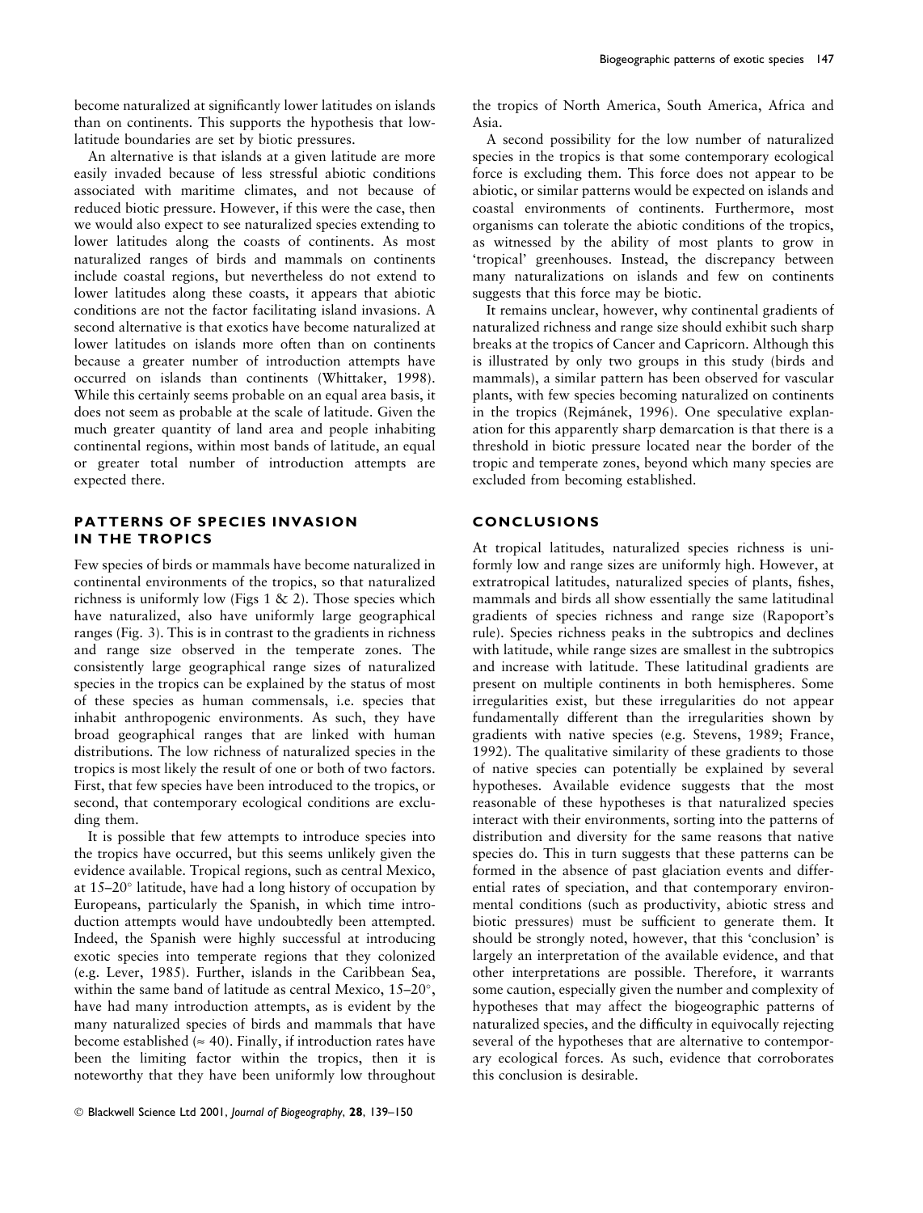become naturalized at significantly lower latitudes on islands than on continents. This supports the hypothesis that low-latitude boundaries are set by biotic pressures.

An alternative is that islands at a given latitude are more easily invaded because of less stressful abiotic conditions associated with maritime climates, and not because of reduced biotic pressure. However, if this were the case, then we would also expect to see naturalized species extending to lower latitudes along the coasts of continents. As most naturalized ranges of birds and mammals on continents include coastal regions, but nevertheless do not extend to lower latitudes along these coasts, it appears that abiotic conditions are not the factor facilitating island invasions. A second alternative is that exotics have become naturalized at lower latitudes on islands more often than on continents because a greater number of introduction attempts have occurred on islands than continents (Whittaker, 1998). While this certainly seems probable on an equal area basis, it does not seem as probable at the scale of latitude. Given the much greater quantity of land area and people inhabiting continental regions, within most bands of latitude, an equal or greater total number of introduction attempts are expected there.

## PATTERNS OF SPECIES INVASION IN THE TROPICS

Few species of birds or mammals have become naturalized in continental environments of the tropics, so that naturalized richness is uniformly low (Figs 1 & 2). Those species which have naturalized, also have uniformly large geographical ranges (Fig. 3). This is in contrast to the gradients in richness and range size observed in the temperate zones. The consistently large geographical range sizes of naturalized species in the tropics can be explained by the status of most of these species as human commensals, i.e. species that inhabit anthropogenic environments. As such, they have broad geographical ranges that are linked with human distributions. The low richness of naturalized species in the tropics is most likely the result of one or both of two factors. First, that few species have been introduced to the tropics, or second, that contemporary ecological conditions are excluding them.

It is possible that few attempts to introduce species into the tropics have occurred, but this seems unlikely given the evidence available. Tropical regions, such as central Mexico, at 15–20° latitude, have had a long history of occupation by Europeans, particularly the Spanish, in which time introduction attempts would have undoubtedly been attempted. Indeed, the Spanish were highly successful at introducing exotic species into temperate regions that they colonized (e.g. Lever, 1985). Further, islands in the Caribbean Sea, within the same band of latitude as central Mexico, 15–20°, have had many introduction attempts, as is evident by the many naturalized species of birds and mammals that have become established (≈ 40). Finally, if introduction rates have been the limiting factor within the tropics, then it is noteworthy that they have been uniformly low throughout the tropics of North America, South America, Africa and Asia.

A second possibility for the low number of naturalized species in the tropics is that some contemporary ecological force is excluding them. This force does not appear to be abiotic, or similar patterns would be expected on islands and coastal environments of continents. Furthermore, most organisms can tolerate the abiotic conditions of the tropics, as witnessed by the ability of most plants to grow in 'tropical' greenhouses. Instead, the discrepancy between many naturalizations on islands and few on continents suggests that this force may be biotic.

It remains unclear, however, why continental gradients of naturalized richness and range size should exhibit such sharp breaks at the tropics of Cancer and Capricorn. Although this is illustrated by only two groups in this study (birds and mammals), a similar pattern has been observed for vascular plants, with few species becoming naturalized on continents in the tropics (Rejmánek, 1996). One speculative explanation for this apparently sharp demarcation is that there is a threshold in biotic pressure located near the border of the tropic and temperate zones, beyond which many species are excluded from becoming established.

## CONCLUSIONS

At tropical latitudes, naturalized species richness is uniformly low and range sizes are uniformly high. However, at extratropical latitudes, naturalized species of plants, fishes, mammals and birds all show essentially the same latitudinal gradients of species richness and range size (Rapoport's rule). Species richness peaks in the subtropics and declines with latitude, while range sizes are smallest in the subtropics and increase with latitude. These latitudinal gradients are present on multiple continents in both hemispheres. Some irregularities exist, but these irregularities do not appear fundamentally different than the irregularities shown by gradients with native species (e.g. Stevens, 1989; France, 1992). The qualitative similarity of these gradients to those of native species can potentially be explained by several hypotheses. Available evidence suggests that the most reasonable of these hypotheses is that naturalized species interact with their environments, sorting into the patterns of distribution and diversity for the same reasons that native species do. This in turn suggests that these patterns can be formed in the absence of past glaciation events and differential rates of speciation, and that contemporary environmental conditions (such as productivity, abiotic stress and biotic pressures) must be sufficient to generate them. It should be strongly noted, however, that this 'conclusion' is largely an interpretation of the available evidence, and that other interpretations are possible. Therefore, it warrants some caution, especially given the number and complexity of hypotheses that may affect the biogeographic patterns of naturalized species, and the difficulty in equivocally rejecting several of the hypotheses that are alternative to contemporary ecological forces. As such, evidence that corroborates this conclusion is desirable.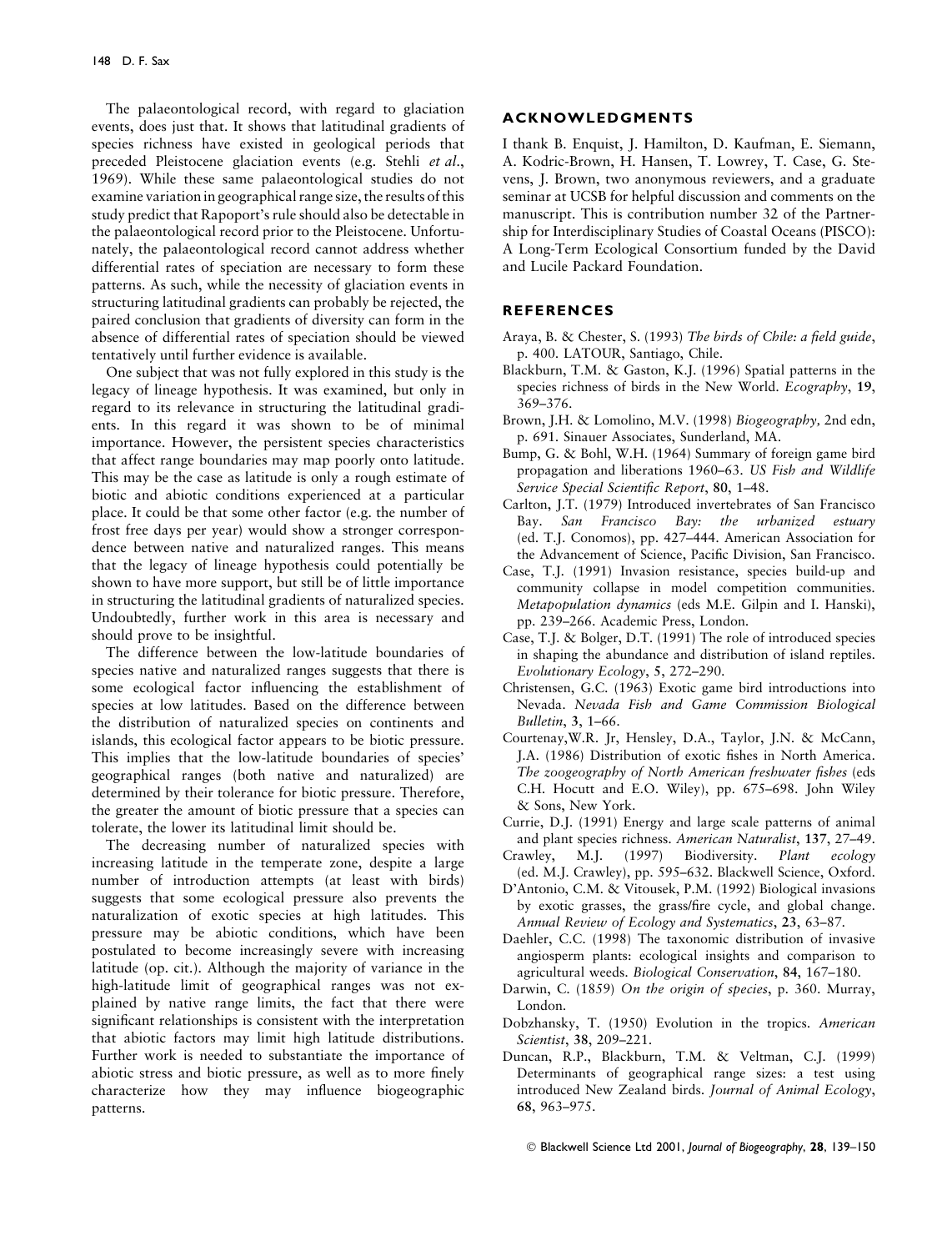The palaeontological record, with regard to glaciation events, does just that. It shows that latitudinal gradients of species richness have existed in geological periods that preceded Pleistocene glaciation events (e.g. Stehli *et al.*, 1969). While these same palaeontological studies do not examine variation in geographical range size, the results of this study predict that Rapoport's rule should also be detectable in the palaeontological record prior to the Pleistocene. Unfortunately, the palaeontological record cannot address whether differential rates of speciation are necessary to form these patterns. As such, while the necessity of glaciation events in structuring latitudinal gradients can probably be rejected, the paired conclusion that gradients of diversity can form in the absence of differential rates of speciation should be viewed tentatively until further evidence is available.

One subject that was not fully explored in this study is the legacy of lineage hypothesis. It was examined, but only in regard to its relevance in structuring the latitudinal gradients. In this regard it was shown to be of minimal importance. However, the persistent species characteristics that affect range boundaries may map poorly onto latitude. This may be the case as latitude is only a rough estimate of biotic and abiotic conditions experienced at a particular place. It could be that some other factor (e.g. the number of frost free days per year) would show a stronger correspondence between native and naturalized ranges. This means that the legacy of lineage hypothesis could potentially be shown to have more support, but still be of little importance in structuring the latitudinal gradients of naturalized species. Undoubtedly, further work in this area is necessary and should prove to be insightful.

The difference between the low-latitude boundaries of species native and naturalized ranges suggests that there is some ecological factor influencing the establishment of species at low latitudes. Based on the difference between the distribution of naturalized species on continents and islands, this ecological factor appears to be biotic pressure. This implies that the low-latitude boundaries of species' geographical ranges (both native and naturalized) are determined by their tolerance for biotic pressure. Therefore, the greater the amount of biotic pressure that a species can tolerate, the lower its latitudinal limit should be.

The decreasing number of naturalized species with increasing latitude in the temperate zone, despite a large number of introduction attempts (at least with birds) suggests that some ecological pressure also prevents the naturalization of exotic species at high latitudes. This pressure may be abiotic conditions, which have been postulated to become increasingly severe with increasing latitude (op. cit.). Although the majority of variance in the high-latitude limit of geographical ranges was not explained by native range limits, the fact that there were significant relationships is consistent with the interpretation that abiotic factors may limit high latitude distributions. Further work is needed to substantiate the importance of abiotic stress and biotic pressure, as well as to more finely characterize how they may influence biogeographic patterns.

## ACKNOWLEDGMENTS

I thank B. Enquist, J. Hamilton, D. Kaufman, E. Siemann, A. Kodric-Brown, H. Hansen, T. Lowrey, T. Case, G. Stevens, J. Brown, two anonymous reviewers, and a graduate seminar at UCSB for helpful discussion and comments on the manuscript. This is contribution number 32 of the Partnership for Interdisciplinary Studies of Coastal Oceans (PISCO): A Long-Term Ecological Consortium funded by the David and Lucile Packard Foundation.

## REFERENCES

Araya, B. & Chester, S. (1993) *The birds of Chile: a field guide*, p. 400. LATOUR, Santiago, Chile.

Blackburn, T.M. & Gaston, K.J. (1996) Spatial patterns in the species richness of birds in the New World. *Ecography*, **19**, 369–376.

Brown, J.H. & Lomolino, M.V. (1998) *Biogeography*, 2nd edn, p. 691. Sinauer Associates, Sunderland, MA.

Bump, G. & Bohl, W.H. (1964) Summary of foreign game bird propagation and liberations 1960–63. *US Fish and Wildlife Service Special Scientific Report*, **80**, 1–48.

Carlton, J.T. (1979) Introduced invertebrates of San Francisco Bay. *San Francisco Bay: the urbanized estuary* (ed. T.J. Conomos), pp. 427–444. American Association for the Advancement of Science, Pacific Division, San Francisco.

Case, T.J. (1991) Invasion resistance, species build-up and community collapse in model competition communities. *Metapopulation dynamics* (eds M.E. Gilpin and I. Hanski), pp. 239–266. Academic Press, London.

Case, T.J. & Bolger, D.T. (1991) The role of introduced species in shaping the abundance and distribution of island reptiles. *Evolutionary Ecology*, **5**, 272–290.

Christensen, G.C. (1963) Exotic game bird introductions into Nevada. *Nevada Fish and Game Commission Biological Bulletin*, **3**, 1–66.

Courtenay,W.R. Jr, Hensley, D.A., Taylor, J.N. & McCann, J.A. (1986) Distribution of exotic fishes in North America. *The zoogeography of North American freshwater fishes* (eds C.H. Hocutt and E.O. Wiley), pp. 675–698. John Wiley & Sons, New York.

Currie, D.J. (1991) Energy and large scale patterns of animal and plant species richness. *American Naturalist*, **137**, 27–49.

Crawley, M.J. (1997) Biodiversity. *Plant ecology* (ed. M.J. Crawley), pp. 595–632. Blackwell Science, Oxford.

D'Antonio, C.M. & Vitousek, P.M. (1992) Biological invasions by exotic grasses, the grass/fire cycle, and global change. *Annual Review of Ecology and Systematics*, **23**, 63–87.

Daehler, C.C. (1998) The taxonomic distribution of invasive angiosperm plants: ecological insights and comparison to agricultural weeds. *Biological Conservation*, **84**, 167–180.

Darwin, C. (1859) *On the origin of species*, p. 360. Murray, London.

Dobzhansky, T. (1950) Evolution in the tropics. *American Scientist*, **38**, 209–221.

Duncan, R.P., Blackburn, T.M. & Veltman, C.J. (1999) Determinants of geographical range sizes: a test using introduced New Zealand birds. *Journal of Animal Ecology*, **68**, 963–975.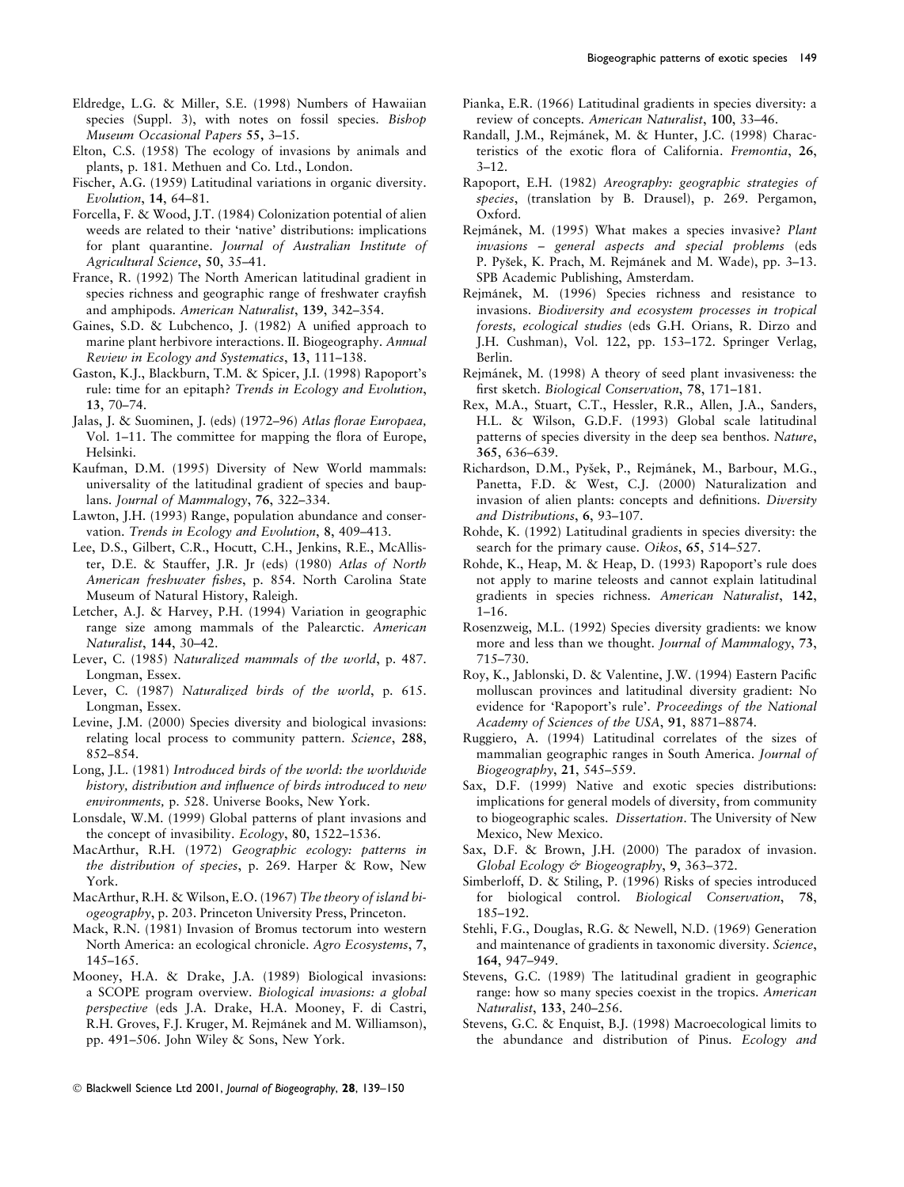Eldredge, L.G. & Miller, S.E. (1998) Numbers of Hawaiian species (Suppl. 3), with notes on fossil species. *Bishop Museum Occasional Papers* **55**, 3–15.

Elton, C.S. (1958) The ecology of invasions by animals and plants, p. 181. Methuen and Co. Ltd., London.

Fischer, A.G. (1959) Latitudinal variations in organic diversity. *Evolution*, **14**, 64–81.

Forcella, F. & Wood, J.T. (1984) Colonization potential of alien weeds are related to their 'native' distributions: implications for plant quarantine. *Journal of Australian Institute of Agricultural Science*, **50**, 35–41.

France, R. (1992) The North American latitudinal gradient in species richness and geographic range of freshwater crayfish and amphipods. *American Naturalist*, **139**, 342–354.

Gaines, S.D. & Lubchenco, J. (1982) A unified approach to marine plant herbivore interactions. II. Biogeography. *Annual Review in Ecology and Systematics*, **13**, 111–138.

Gaston, K.J., Blackburn, T.M. & Spicer, J.I. (1998) Rapoport's rule: time for an epitaph? *Trends in Ecology and Evolution*, **13**, 70–74.

Jalas, J. & Suominen, J. (eds) (1972–96) *Atlas florae Europaea,* Vol. 1–11. The committee for mapping the flora of Europe, Helsinki.

Kaufman, D.M. (1995) Diversity of New World mammals: universality of the latitudinal gradient of species and bauplans. *Journal of Mammalogy*, **76**, 322–334.

Lawton, J.H. (1993) Range, population abundance and conservation. *Trends in Ecology and Evolution*, **8**, 409–413.

Lee, D.S., Gilbert, C.R., Hocutt, C.H., Jenkins, R.E., McAllister, D.E. & Stauffer, J.R. Jr (eds) (1980) *Atlas of North American freshwater fishes*, p. 854. North Carolina State Museum of Natural History, Raleigh.

Letcher, A.J. & Harvey, P.H. (1994) Variation in geographic range size among mammals of the Palearctic. *American Naturalist*, **144**, 30–42.

Lever, C. (1985) *Naturalized mammals of the world*, p. 487. Longman, Essex.

Lever, C. (1987) *Naturalized birds of the world*, p. 615. Longman, Essex.

Levine, J.M. (2000) Species diversity and biological invasions: relating local process to community pattern. *Science*, **288**, 852–854.

Long, J.L. (1981) *Introduced birds of the world: the worldwide history, distribution and influence of birds introduced to new environments,* p. 528. Universe Books, New York.

Lonsdale, W.M. (1999) Global patterns of plant invasions and the concept of invasibility. *Ecology*, **80**, 1522–1536.

MacArthur, R.H. (1972) *Geographic ecology: patterns in the distribution of species*, p. 269. Harper & Row, New York.

MacArthur, R.H. & Wilson, E.O. (1967) *The theory of island biogeography*, p. 203. Princeton University Press, Princeton.

Mack, R.N. (1981) Invasion of Bromus tectorum into western North America: an ecological chronicle. *Agro Ecosystems*, **7**, 145–165.

Mooney, H.A. & Drake, J.A. (1989) Biological invasions: a SCOPE program overview. *Biological invasions: a global perspective* (eds J.A. Drake, H.A. Mooney, F. di Castri, R.H. Groves, F.J. Kruger, M. Rejmánek and M. Williamson), pp. 491–506. John Wiley & Sons, New York.

Pianka, E.R. (1966) Latitudinal gradients in species diversity: a review of concepts. *American Naturalist*, **100**, 33–46.

Randall, J.M., Rejmánek, M. & Hunter, J.C. (1998) Characteristics of the exotic flora of California. *Fremontia*, **26**, 3–12.

Rapoport, E.H. (1982) *Areography: geographic strategies of species*, (translation by B. Drausel), p. 269. Pergamon, Oxford.

Rejmánek, M. (1995) What makes a species invasive? *Plant invasions – general aspects and special problems* (eds P. Pyšek, K. Prach, M. Rejmánek and M. Wade), pp. 3–13. SPB Academic Publishing, Amsterdam.

Rejmánek, M. (1996) Species richness and resistance to invasions. *Biodiversity and ecosystem processes in tropical forests, ecological studies* (eds G.H. Orians, R. Dirzo and J.H. Cushman), Vol. 122, pp. 153–172. Springer Verlag, Berlin.

Rejmánek, M. (1998) A theory of seed plant invasiveness: the first sketch. *Biological Conservation*, **78**, 171–181.

Rex, M.A., Stuart, C.T., Hessler, R.R., Allen, J.A., Sanders, H.L. & Wilson, G.D.F. (1993) Global scale latitudinal patterns of species diversity in the deep sea benthos. *Nature*, **365**, 636–639.

Richardson, D.M., Pyšek, P., Rejmánek, M., Barbour, M.G., Panetta, F.D. & West, C.J. (2000) Naturalization and invasion of alien plants: concepts and definitions. *Diversity and Distributions*, **6**, 93–107.

Rohde, K. (1992) Latitudinal gradients in species diversity: the search for the primary cause. *Oikos*, **65**, 514–527.

Rohde, K., Heap, M. & Heap, D. (1993) Rapoport's rule does not apply to marine teleosts and cannot explain latitudinal gradients in species richness. *American Naturalist*, **142**, 1–16.

Rosenzweig, M.L. (1992) Species diversity gradients: we know more and less than we thought. *Journal of Mammalogy*, **73**, 715–730.

Roy, K., Jablonski, D. & Valentine, J.W. (1994) Eastern Pacific molluscan provinces and latitudinal diversity gradient: No evidence for 'Rapoport's rule'. *Proceedings of the National Academy of Sciences of the USA*, **91**, 8871–8874.

Ruggiero, A. (1994) Latitudinal correlates of the sizes of mammalian geographic ranges in South America. *Journal of Biogeography*, **21**, 545–559.

Sax, D.F. (1999) Native and exotic species distributions: implications for general models of diversity, from community to biogeographic scales. *Dissertation*. The University of New Mexico, New Mexico.

Sax, D.F. & Brown, J.H. (2000) The paradox of invasion. *Global Ecology & Biogeography*, **9**, 363–372.

Simberloff, D. & Stiling, P. (1996) Risks of species introduced for biological control. *Biological Conservation*, **78**, 185–192.

Stehli, F.G., Douglas, R.G. & Newell, N.D. (1969) Generation and maintenance of gradients in taxonomic diversity. *Science*, **164**, 947–949.

Stevens, G.C. (1989) The latitudinal gradient in geographic range: how so many species coexist in the tropics. *American Naturalist*, **133**, 240–256.

Stevens, G.C. & Enquist, B.J. (1998) Macroecological limits to the abundance and distribution of Pinus. *Ecology and*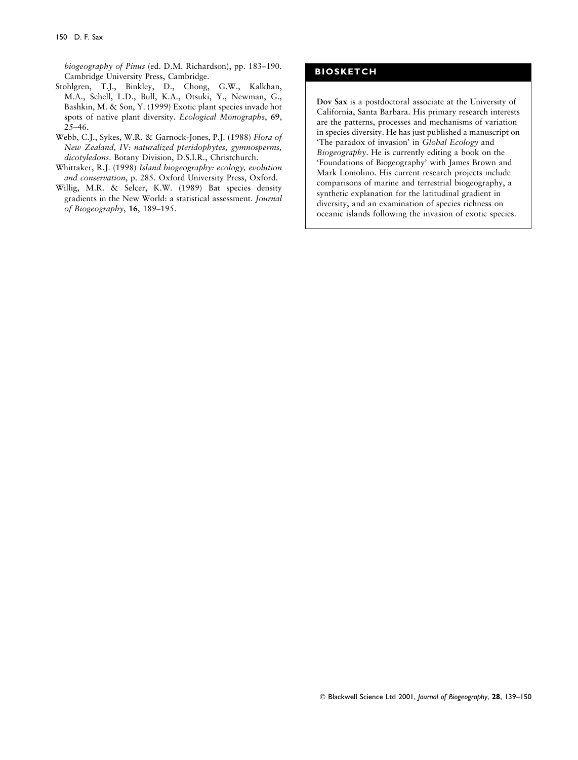*biogeography of Pinus* (ed. D.M. Richardson), pp. 183–190. Cambridge University Press, Cambridge.

Stohlgren, T.J., Binkley, D., Chong, G.W., Kalkhan, M.A., Schell, L.D., Bull, K.A., Otsuki, Y., Newman, G., Bashkin, M. & Son, Y. (1999) Exotic plant species invade hot spots of native plant diversity. *Ecological Monographs*, **69**, 25–46.

Webb, C.J., Sykes, W.R. & Garnock-Jones, P.J. (1988) *Flora of New Zealand, IV: naturalized pteridophytes, gymnosperms, dicotyledons*. Botany Division, D.S.I.R., Christchurch.

Whittaker, R.J. (1998) *Island biogeography: ecology, evolution and conservation*, p. 285. Oxford University Press, Oxford.

Willig, M.R. & Selcer, K.W. (1989) Bat species density gradients in the New World: a statistical assessment. *Journal of Biogeography*, **16**, 189–195.

## BIOSKETCH

**Dov Sax** is a postdoctoral associate at the University of California, Santa Barbara. His primary research interests are the patterns, processes and mechanisms of variation in species diversity. He has just published a manuscript on 'The paradox of invasion' in *Global Ecology and Biogeography*. He is currently editing a book on the 'Foundations of Biogeography' with James Brown and Mark Lomolino. His current research projects include comparisons of marine and terrestrial biogeography, a synthetic explanation for the latitudinal gradient in diversity, and an examination of species richness on oceanic islands following the invasion of exotic species.